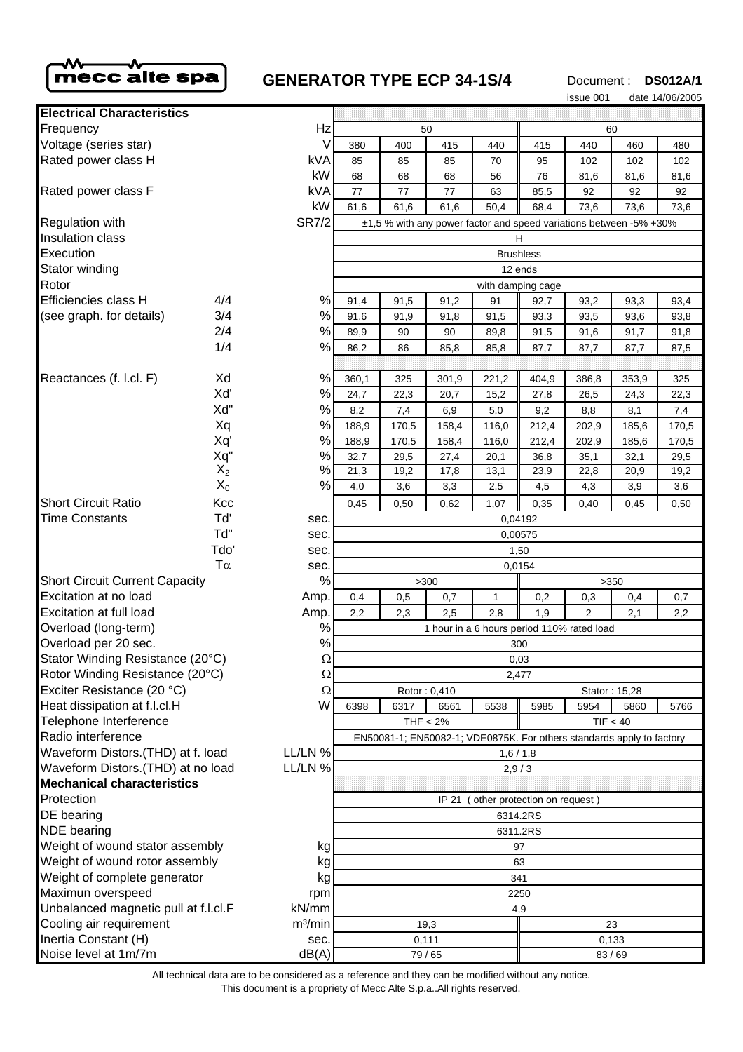mecc alte spa

# GENERATOR TYPE ECP 34-1S/4

Document : **DS012A/1**

issue 001 date 14/06/2005

| Electrical Characteristics | | | | | | | | | | |
|---|---|---|---|---|---|---|---|---|---|---|
| Frequency | | Hz | 50 | | | | 60 | | | |
| Voltage (series star) | | V | 380 | 400 | 415 | 440 | 415 | 440 | 460 | 480 |
| Rated power class H | | kVA | 85 | 85 | 85 | 70 | 95 | 102 | 102 | 102 |
| | | kW | 68 | 68 | 68 | 56 | 76 | 81,6 | 81,6 | 81,6 |
| Rated power class F | | kVA | 77 | 77 | 77 | 63 | 85,5 | 92 | 92 | 92 |
| | | kW | 61,6 | 61,6 | 61,6 | 50,4 | 68,4 | 73,6 | 73,6 | 73,6 |
| Regulation with | | SR7/2 | ±1,5 % with any power factor and speed variations between -5% +30% | | | | | | | |
| Insulation class | | | H | | | | | | | |
| Execution | | | Brushless | | | | | | | |
| Stator winding | | | 12 ends | | | | | | | |
| Rotor | | | with damping cage | | | | | | | |
| Efficiencies class H | 4/4 | % | 91,4 | 91,5 | 91,2 | 91 | 92,7 | 93,2 | 93,3 | 93,4 |
| (see graph. for details) | 3/4 | % | 91,6 | 91,9 | 91,8 | 91,5 | 93,3 | 93,5 | 93,6 | 93,8 |
| | 2/4 | % | 89,9 | 90 | 90 | 89,8 | 91,5 | 91,6 | 91,7 | 91,8 |
| | 1/4 | % | 86,2 | 86 | 85,8 | 85,8 | 87,7 | 87,7 | 87,7 | 87,5 |
| Reactances (f. l.cl. F) | Xd | % | 360,1 | 325 | 301,9 | 221,2 | 404,9 | 386,8 | 353,9 | 325 |
| | Xd' | % | 24,7 | 22,3 | 20,7 | 15,2 | 27,8 | 26,5 | 24,3 | 22,3 |
| | Xd" | % | 8,2 | 7,4 | 6,9 | 5,0 | 9,2 | 8,8 | 8,1 | 7,4 |
| | Xq | % | 188,9 | 170,5 | 158,4 | 116,0 | 212,4 | 202,9 | 185,6 | 170,5 |
| | Xq' | % | 188,9 | 170,5 | 158,4 | 116,0 | 212,4 | 202,9 | 185,6 | 170,5 |
| | Xq" | % | 32,7 | 29,5 | 27,4 | 20,1 | 36,8 | 35,1 | 32,1 | 29,5 |
| | $X_2$ | % | 21,3 | 19,2 | 17,8 | 13,1 | 23,9 | 22,8 | 20,9 | 19,2 |
| | $X_0$ | % | 4,0 | 3,6 | 3,3 | 2,5 | 4,5 | 4,3 | 3,9 | 3,6 |
| Short Circuit Ratio | Kcc | | 0,45 | 0,50 | 0,62 | 1,07 | 0,35 | 0,40 | 0,45 | 0,50 |
| Time Constants | Td' | sec. | 0,04192 | | | | | | | |
| | Td" | sec. | 0,00575 | | | | | | | |
| | Tdo' | sec. | 1,50 | | | | | | | |
| | $T\alpha$ | sec. | 0,0154 | | | | | | | |
| Short Circuit Current Capacity | | % | >300 | | | | >350 | | | |
| Excitation at no load | | Amp. | 0,4 | 0,5 | 0,7 | 1 | 0,2 | 0,3 | 0,4 | 0,7 |
| Excitation at full load | | Amp. | 2,2 | 2,3 | 2,5 | 2,8 | 1,9 | 2 | 2,1 | 2,2 |
| Overload (long-term) | | % | 1 hour in a 6 hours period 110% rated load | | | | | | | |
| Overload per 20 sec. | | % | 300 | | | | | | | |
| Stator Winding Resistance (20°C) | | Ω | 0,03 | | | | | | | |
| Rotor Winding Resistance (20°C) | | Ω | 2,477 | | | | | | | |
| Exciter Resistance (20 °C) | | Ω | Rotor : 0,410 | | | | Stator : 15,28 | | | |
| Heat dissipation at f.l.cl.H | | W | 6398 | 6317 | 6561 | 5538 | 5985 | 5954 | 5860 | 5766 |
| Telephone Interference | | | THF < 2% | | | | TIF < 40 | | | |
| Radio interference | | | EN50081-1; EN50082-1; VDE0875K. For others standards apply to factory | | | | | | | |
| Waveform Distors.(THD) at f. load | | LL/LN % | 1,6 / 1,8 | | | | | | | |
| Waveform Distors.(THD) at no load | | LL/LN % | 2,9 / 3 | | | | | | | |
| **Mechanical characteristics** | | | | | | | | | | |
| Protection | | | IP 21 ( other protection on request ) | | | | | | | |
| DE bearing | | | 6314.2RS | | | | | | | |
| NDE bearing | | | 6311.2RS | | | | | | | |
| Weight of wound stator assembly | | kg | 97 | | | | | | | |
| Weight of wound rotor assembly | | kg | 63 | | | | | | | |
| Weight of complete generator | | kg | 341 | | | | | | | |
| Maximun overspeed | | rpm | 2250 | | | | | | | |
| Unbalanced magnetic pull at f.l.cl.F | | kN/mm | 4,9 | | | | | | | |
| Cooling air requirement | | m³/min | 19,3 | | | | 23 | | | |
| Inertia Constant (H) | | sec. | 0,111 | | | | 0,133 | | | |
| Noise level at 1m/7m | | dB(A) | 79 / 65 | | | | 83 / 69 | | | |

All technical data are to be considered as a reference and they can be modified without any notice.
This document is a propriety of Mecc Alte S.p.a..All rights reserved.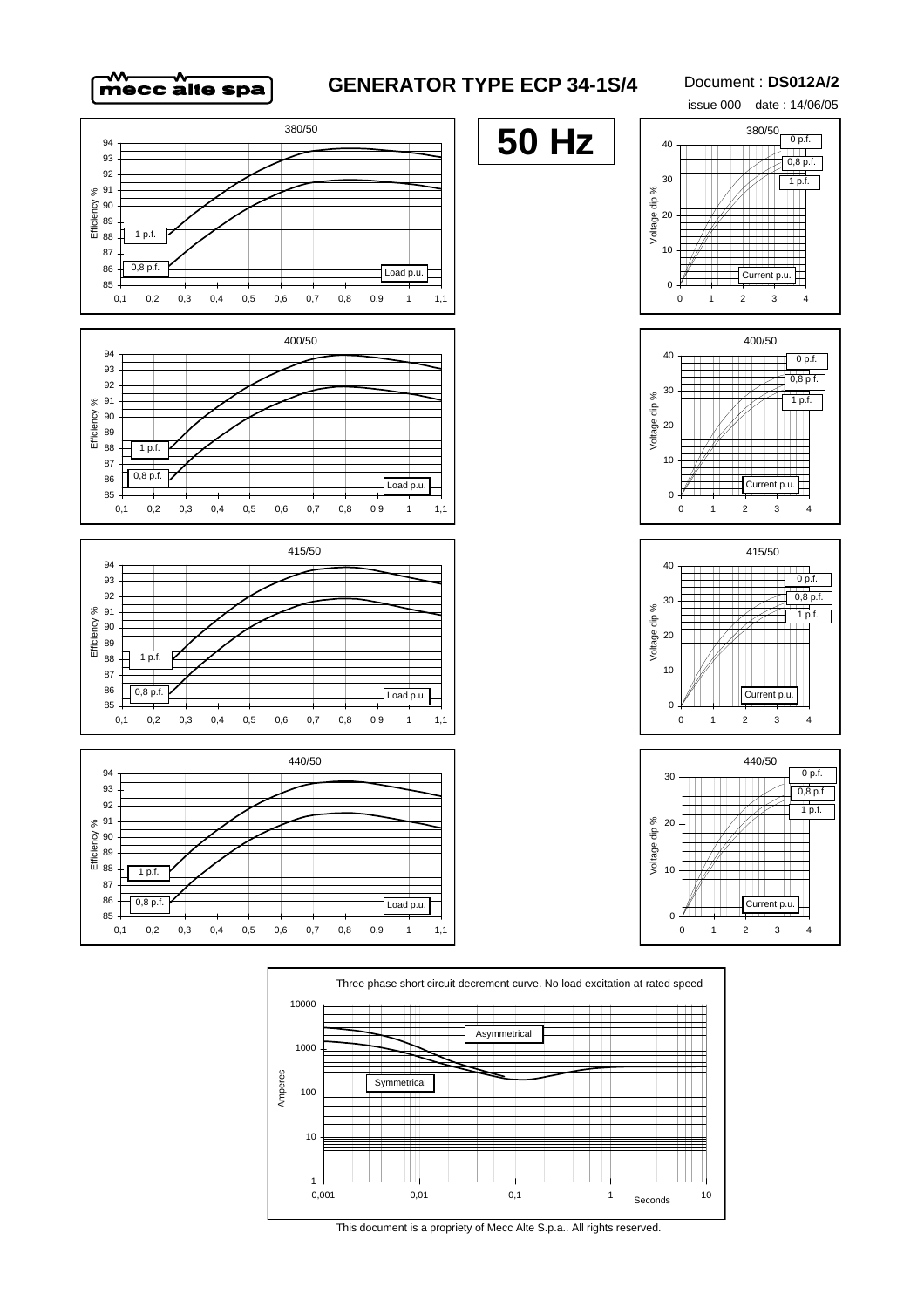# GENERATOR TYPE ECP 34-1S/4

Document : **DS012A/2**

issue 000 date : 14/06/05

**50 Hz**

380/50

Efficiency %

1 p.f.

0,8 p.f.

Load p.u.

380/50

Voltage dip %

0 p.f.

0,8 p.f.

1 p.f.

Current p.u.

400/50

Efficiency %

1 p.f.

0,8 p.f.

Load p.u.

400/50

Voltage dip %

0 p.f.

0,8 p.f.

1 p.f.

Current p.u.

415/50

Efficiency %

1 p.f.

0,8 p.f.

Load p.u.

415/50

Voltage dip %

0 p.f.

0,8 p.f.

1 p.f.

Current p.u.

440/50

Efficiency %

1 p.f.

0,8 p.f.

Load p.u.

440/50

Voltage dip %

0 p.f.

0,8 p.f.

1 p.f.

Current p.u.

Three phase short circuit decrement curve. No load excitation at rated speed

Amperes

Asymmetrical

Symmetrical

Seconds

This document is a propriety of Mecc Alte S.p.a.. All rights reserved.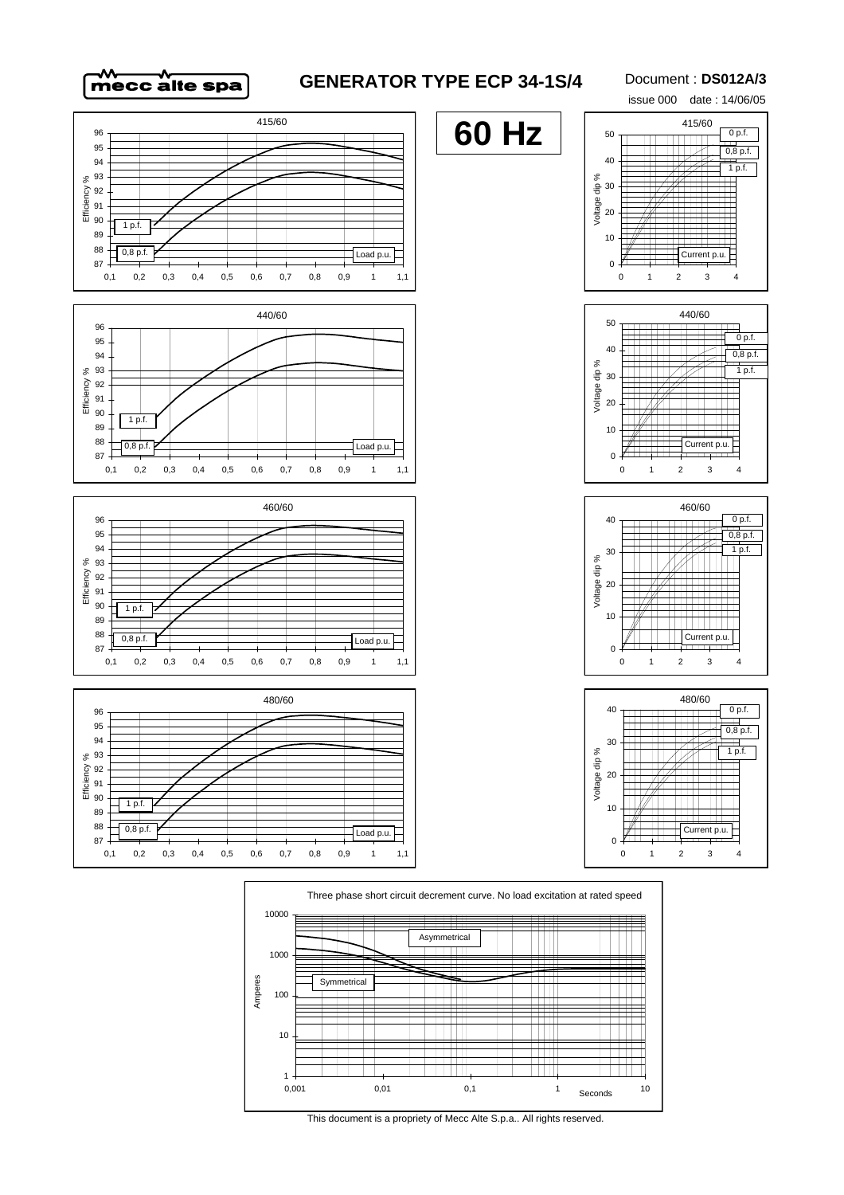# GENERATOR TYPE ECP 34-1S/4

Document : **DS012A/3**

issue 000 date : 14/06/05

## 60 Hz

415/60

Efficiency %

1 p.f.

0,8 p.f.

Load p.u.

440/60

Efficiency %

1 p.f.

0,8 p.f.

Load p.u.

460/60

Efficiency %

1 p.f.

0,8 p.f.

Load p.u.

480/60

Efficiency %

1 p.f.

0,8 p.f.

Load p.u.

415/60

Voltage dip %

0 p.f.

0,8 p.f.

1 p.f.

Current p.u.

440/60

Voltage dip %

0 p.f.

0,8 p.f.

1 p.f.

Current p.u.

460/60

Voltage dip %

0 p.f.

0,8 p.f.

1 p.f.

Current p.u.

480/60

Voltage dip %

0 p.f.

0,8 p.f.

1 p.f.

Current p.u.

Three phase short circuit decrement curve. No load excitation at rated speed

Amperes

Asymmetrical

Symmetrical

Seconds

This document is a propriety of Mecc Alte S.p.a.. All rights reserved.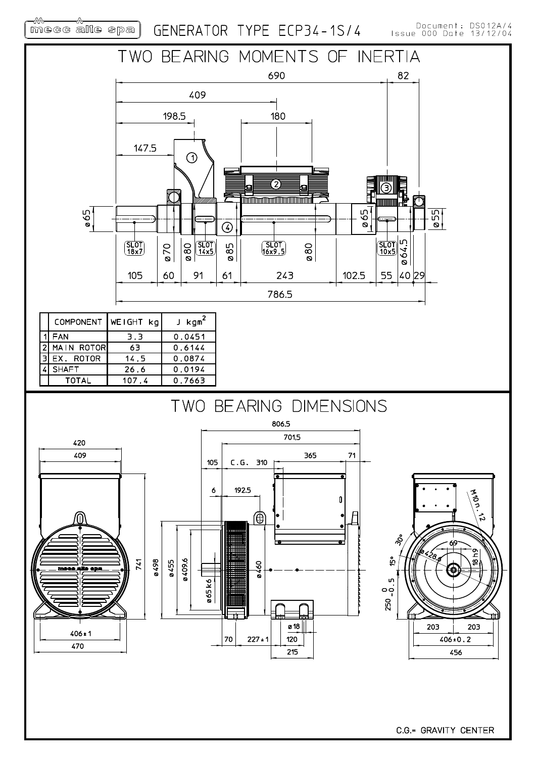mecc alte spa GENERATOR TYPE ECP34-1S/4

Document: DS012A/4
Issue 000 Date 13/12/04

# TWO BEARING MOMENTS OF INERTIA

690 82
409
198.5 180
147.5

ø65 ø65 ø55

SLOT 18x7 | ø70 | ø80 | SLOT 14x5 | ø85 | SLOT 16x9,5 | ø80 | SLOT 10x5 | ø64.5

105 60 91 61 243 102.5 55 40 29

786.5

| | COMPONENT | WEIGHT kg | J $kgm^2$ |
|---|---|---|---|
| 1 | FAN | 3,3 | 0,0451 |
| 2 | MAIN ROTOR | 63 | 0,6144 |
| 3 | EX. ROTOR | 14,5 | 0,0874 |
| 4 | SHAFT | 26,6 | 0,0194 |
| | TOTAL | 107,4 | 0,7663 |

# TWO BEARING DIMENSIONS

420
409
741
406±1
470

806,5
701,5
105 C.G. 310 365 71
6 192.5
ø498 ø455 ø409.6 ø65k6 ø460
ø18
70 227±1 120
215

M10n.12
30°
15°
ø428.6
69
18h9
$250^{\ 0}_{-0.5}$
203 203
406±0.2
456

C.G.= GRAVITY CENTER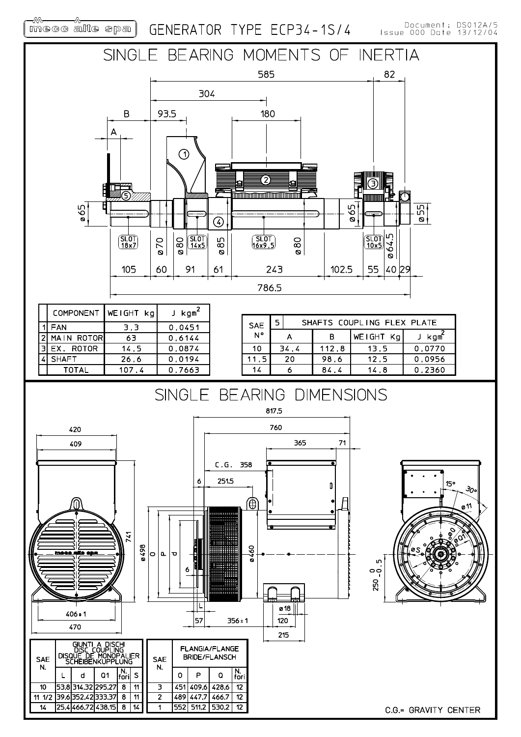# GENERATOR TYPE ECP34-1S/4

Document: DS012A/5
Issue 000 Date 13/12/04

## SINGLE BEARING MOMENTS OF INERTIA

585
82
304
B
93.5
180
A
1
2
3
5
4
ø65
SLOT 18x7
ø70
ø80
SLOT 14x5
ø85
SLOT 16x9,5
ø80
ø65
SLOT 10x5
ø64,5
ø55
105 60 91 61 243 102.5 55 40 29
786,5

| | COMPONENT | WEIGHT kg | J $kgm^2$ |
|---|---|---|---|
| 1 | FAN | 3,3 | 0,0451 |
| 2 | MAIN ROTOR | 63 | 0,6144 |
| 3 | EX. ROTOR | 14,5 | 0,0874 |
| 4 | SHAFT | 26,6 | 0,0194 |
| | TOTAL | 107,4 | 0,7663 |

| SAE N° | 5 SHAFTS COUPLING FLEX PLATE | | | |
|---|---|---|---|---|
| | A | B | WEIGHT Kg | J $kgm^2$ |
| 10 | 34,4 | 112,8 | 13,5 | 0,0770 |
| 11,5 | 20 | 98,6 | 12,5 | 0,0956 |
| 14 | 6 | 84,4 | 14,8 | 0,2360 |

## SINGLE BEARING DIMENSIONS

817,5
760
365
71
420
409
C.G. 358
6
251,5
741
ø498
O
P
d
6
ø460
15°
30°
ø11
øQ
øQ1
øS
250 0 -0,5
406±1
470
L
57
356±1
ø18
120
215

| SAE N. | GIUNTI A DISCHI DISC COUPLING DISQUE DE MONOPALIER SCHEIBENKUPPLUNG | | | | |
|---|---|---|---|---|---|
| | L | d | Q1 | N. fori | S |
| 10 | 53,8 | 314,32 | 295,27 | 8 | 11 |
| 11 1/2 | 39,6 | 352,42 | 333,37 | 8 | 11 |
| 14 | 25,4 | 466,72 | 438,15 | 8 | 14 |

| SAE N. | FLANGIA/FLANGE BRIDE/FLANSCH | | | |
|---|---|---|---|---|
| | O | P | Q | N. fori |
| 3 | 451 | 409,6 | 428,6 | 12 |
| 2 | 489 | 447,7 | 466,7 | 12 |
| 1 | 552 | 511,2 | 530,2 | 12 |

C.G.= GRAVITY CENTER